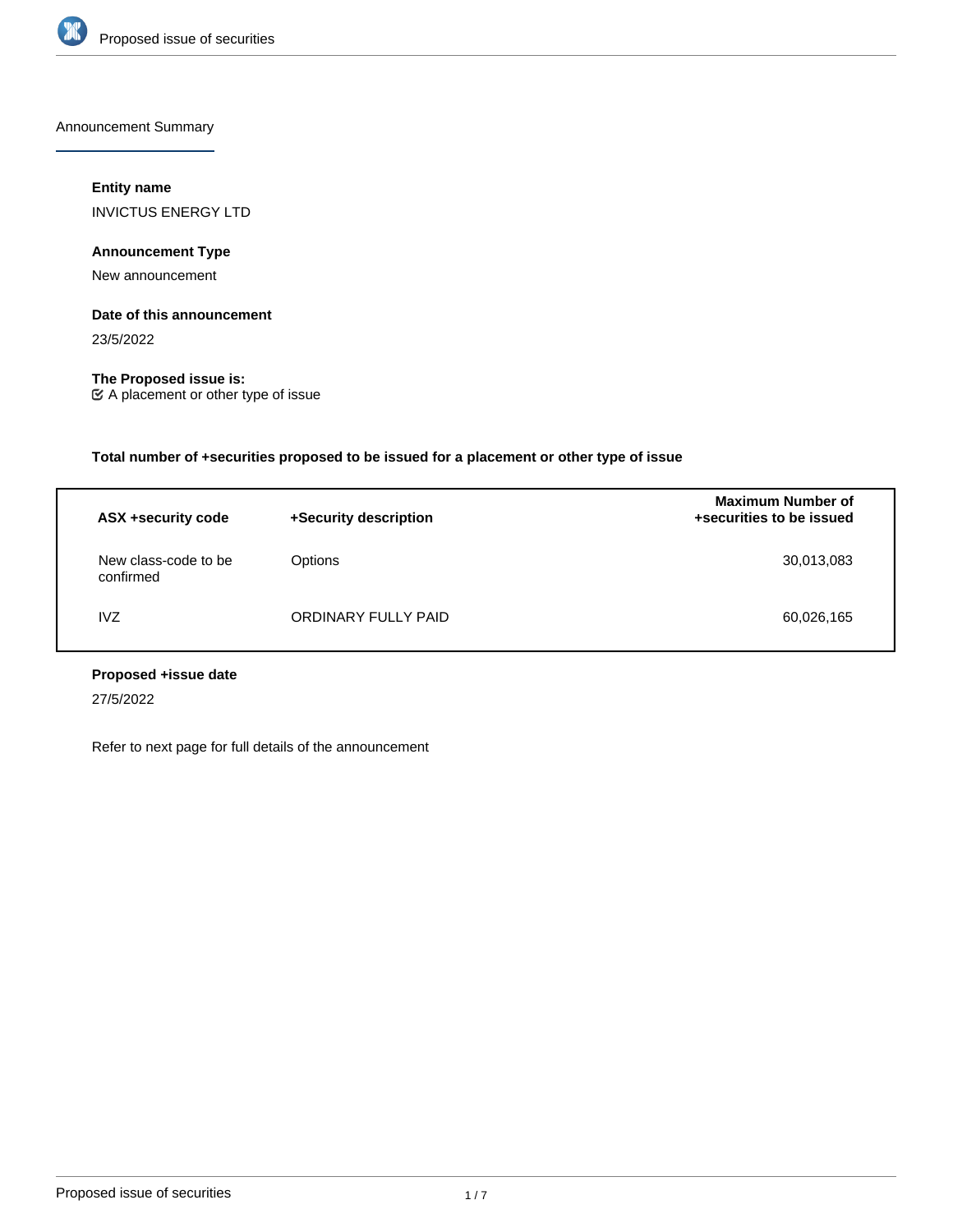## Announcement Summary

**Entity name**

INVICTUS ENERGY LTD

**Announcement Type**

New announcement

**Date of this announcement**

23/5/2022

**The Proposed issue is:**

☑ A placement or other type of issue

**Total number of +securities proposed to be issued for a placement or other type of issue**

| ASX +security code | +Security description | Maximum Number of +securities to be issued |
|---|---|---|
| New class-code to be confirmed | Options | 30,013,083 |
| IVZ | ORDINARY FULLY PAID | 60,026,165 |

**Proposed +issue date**

27/5/2022

Refer to next page for full details of the announcement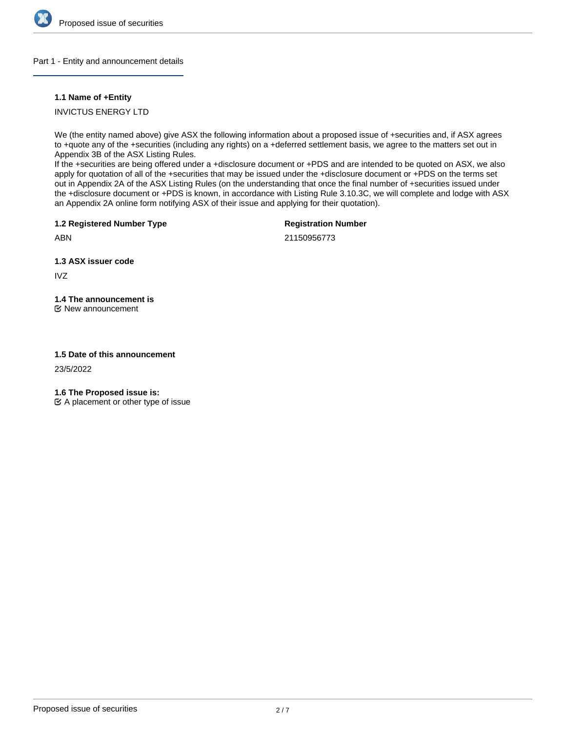## Part 1 - Entity and announcement details

### 1.1 Name of +Entity

INVICTUS ENERGY LTD

We (the entity named above) give ASX the following information about a proposed issue of +securities and, if ASX agrees to +quote any of the +securities (including any rights) on a +deferred settlement basis, we agree to the matters set out in Appendix 3B of the ASX Listing Rules.
If the +securities are being offered under a +disclosure document or +PDS and are intended to be quoted on ASX, we also apply for quotation of all of the +securities that may be issued under the +disclosure document or +PDS on the terms set out in Appendix 2A of the ASX Listing Rules (on the understanding that once the final number of +securities issued under the +disclosure document or +PDS is known, in accordance with Listing Rule 3.10.3C, we will complete and lodge with ASX an Appendix 2A online form notifying ASX of their issue and applying for their quotation).

### 1.2 Registered Number Type

ABN

### Registration Number

21150956773

### 1.3 ASX issuer code

IVZ

### 1.4 The announcement is

☑ New announcement

### 1.5 Date of this announcement

23/5/2022

### 1.6 The Proposed issue is:

☑ A placement or other type of issue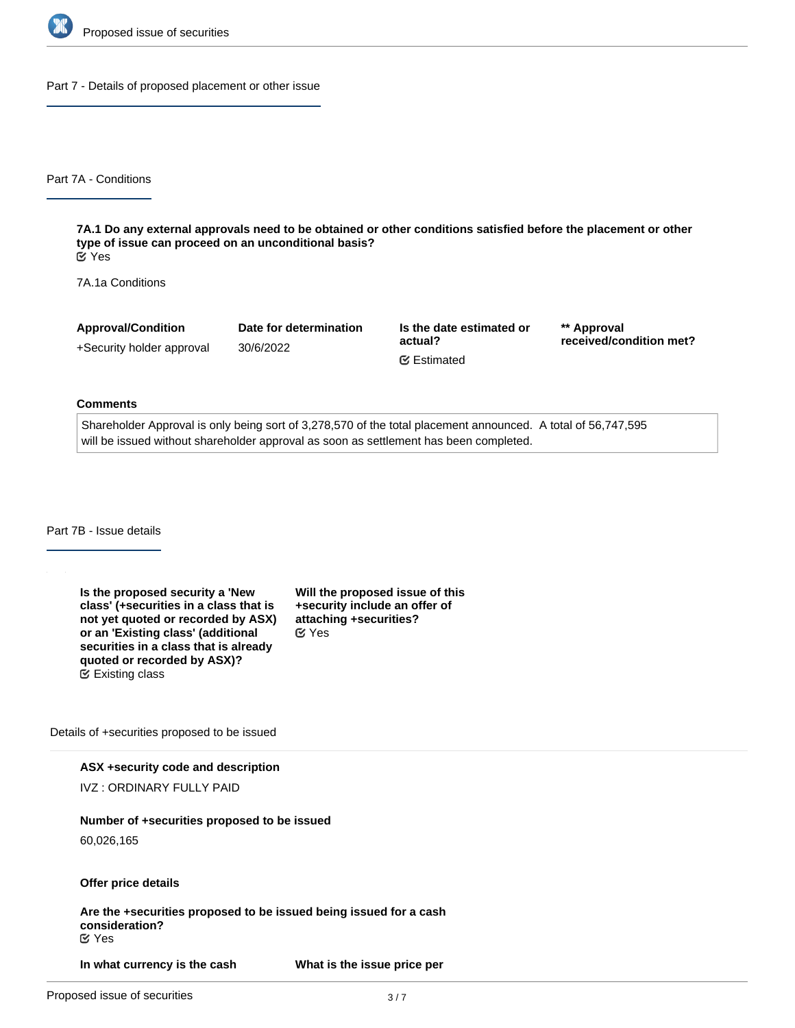## Part 7 - Details of proposed placement or other issue

### Part 7A - Conditions

**7A.1 Do any external approvals need to be obtained or other conditions satisfied before the placement or other type of issue can proceed on an unconditional basis?**
Yes

7A.1a Conditions

| Approval/Condition | Date for determination | Is the date estimated or actual? | ** Approval received/condition met? |
| --- | --- | --- | --- |
| +Security holder approval | 30/6/2022 | Estimated | |

**Comments**

Shareholder Approval is only being sort of 3,278,570 of the total placement announced. A total of 56,747,595 will be issued without shareholder approval as soon as settlement has been completed.

### Part 7B - Issue details

**Is the proposed security a 'New class' (+securities in a class that is not yet quoted or recorded by ASX) or an 'Existing class' (additional securities in a class that is already quoted or recorded by ASX)?**
Existing class

**Will the proposed issue of this +security include an offer of attaching +securities?**
Yes

Details of +securities proposed to be issued

**ASX +security code and description**

IVZ : ORDINARY FULLY PAID

**Number of +securities proposed to be issued**

60,026,165

**Offer price details**

**Are the +securities proposed to be issued being issued for a cash consideration?**
Yes

**In what currency is the cash**

**What is the issue price per**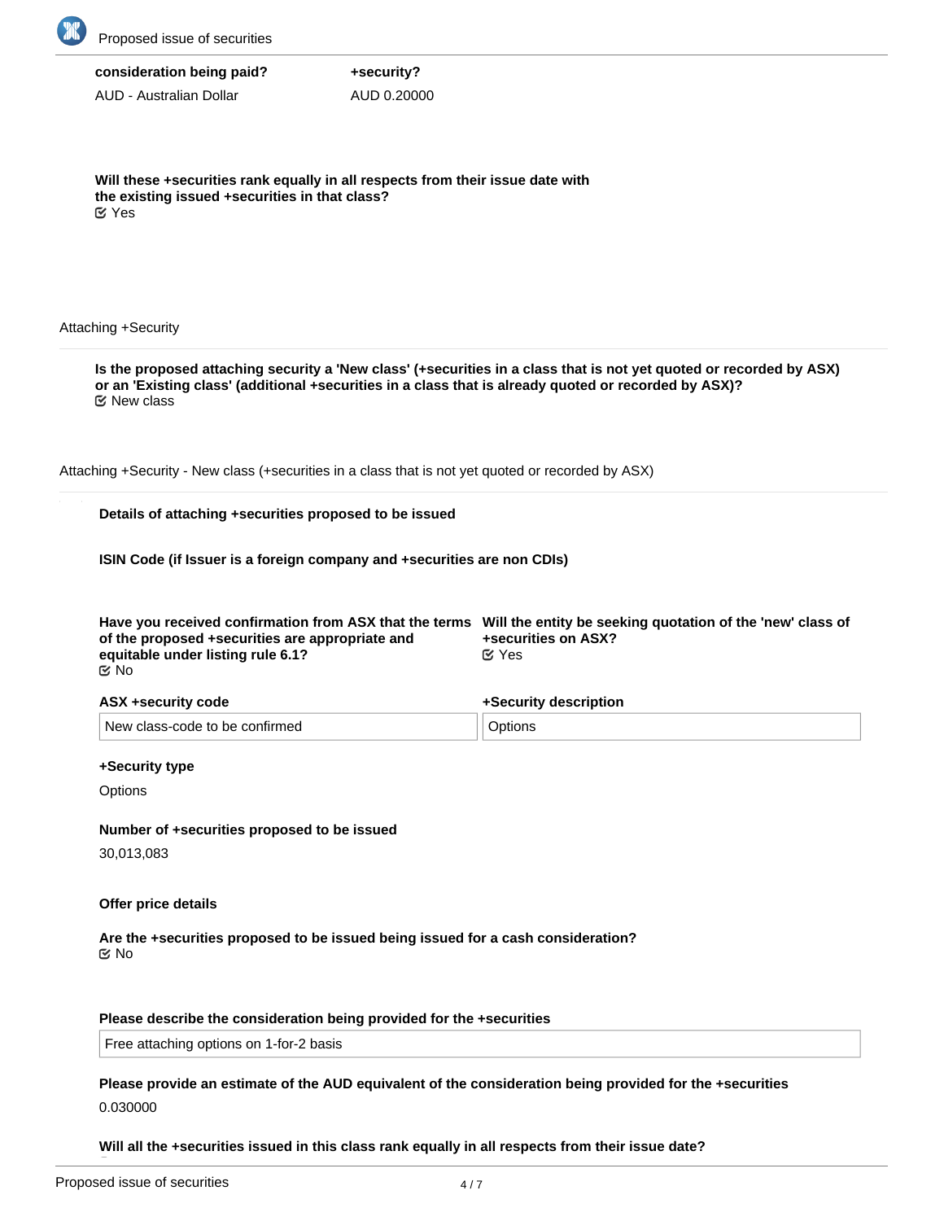| **consideration being paid?** | **+security?** |
|---|---|
| AUD - Australian Dollar | AUD 0.20000 |

**Will these +securities rank equally in all respects from their issue date with the existing issued +securities in that class?**
Yes

Attaching +Security

**Is the proposed attaching security a 'New class' (+securities in a class that is not yet quoted or recorded by ASX) or an 'Existing class' (additional +securities in a class that is already quoted or recorded by ASX)?**
New class

Attaching +Security - New class (+securities in a class that is not yet quoted or recorded by ASX)

**Details of attaching +securities proposed to be issued**

**ISIN Code (if Issuer is a foreign company and +securities are non CDIs)**

**Have you received confirmation from ASX that the terms of the proposed +securities are appropriate and equitable under listing rule 6.1?**
No

**Will the entity be seeking quotation of the 'new' class of +securities on ASX?**
Yes

| **ASX +security code** | **+Security description** |
|---|---|
| New class-code to be confirmed | Options |

**+Security type**

Options

**Number of +securities proposed to be issued**

30,013,083

**Offer price details**

**Are the +securities proposed to be issued being issued for a cash consideration?**
No

**Please describe the consideration being provided for the +securities**

Free attaching options on 1-for-2 basis

**Please provide an estimate of the AUD equivalent of the consideration being provided for the +securities**

0.030000

**Will all the +securities issued in this class rank equally in all respects from their issue date?**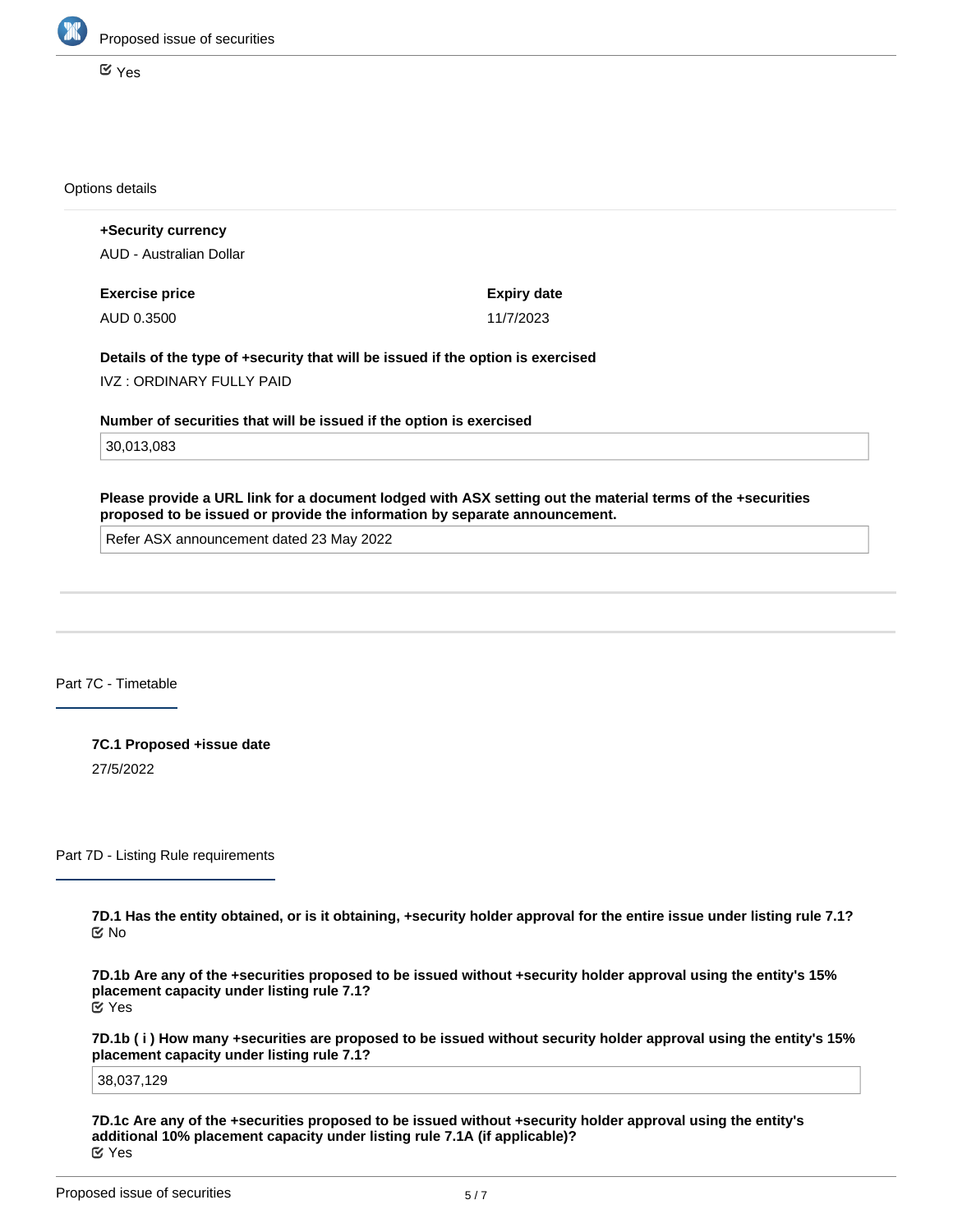☑ Yes

Options details

**+Security currency**

AUD - Australian Dollar

**Exercise price**

AUD 0.3500

**Expiry date**

11/7/2023

**Details of the type of +security that will be issued if the option is exercised**

IVZ : ORDINARY FULLY PAID

**Number of securities that will be issued if the option is exercised**

30,013,083

**Please provide a URL link for a document lodged with ASX setting out the material terms of the +securities proposed to be issued or provide the information by separate announcement.**

Refer ASX announcement dated 23 May 2022

## Part 7C - Timetable

**7C.1 Proposed +issue date**

27/5/2022

## Part 7D - Listing Rule requirements

**7D.1 Has the entity obtained, or is it obtaining, +security holder approval for the entire issue under listing rule 7.1?**

☑ No

**7D.1b Are any of the +securities proposed to be issued without +security holder approval using the entity's 15% placement capacity under listing rule 7.1?**

☑ Yes

**7D.1b ( i ) How many +securities are proposed to be issued without security holder approval using the entity's 15% placement capacity under listing rule 7.1?**

38,037,129

**7D.1c Are any of the +securities proposed to be issued without +security holder approval using the entity's additional 10% placement capacity under listing rule 7.1A (if applicable)?**

☑ Yes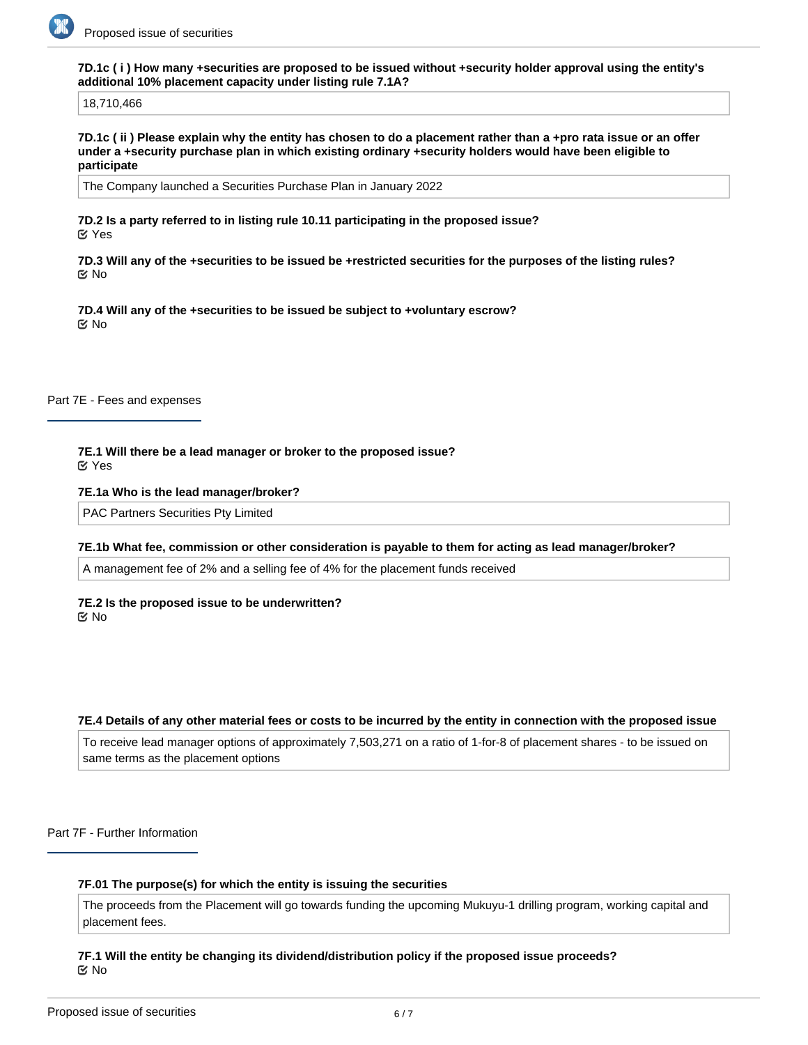**7D.1c ( i ) How many +securities are proposed to be issued without +security holder approval using the entity's additional 10% placement capacity under listing rule 7.1A?**

18,710,466

**7D.1c ( ii ) Please explain why the entity has chosen to do a placement rather than a +pro rata issue or an offer under a +security purchase plan in which existing ordinary +security holders would have been eligible to participate**

The Company launched a Securities Purchase Plan in January 2022

**7D.2 Is a party referred to in listing rule 10.11 participating in the proposed issue?**

☑ Yes

**7D.3 Will any of the +securities to be issued be +restricted securities for the purposes of the listing rules?**

☑ No

**7D.4 Will any of the +securities to be issued be subject to +voluntary escrow?**

☑ No

## Part 7E - Fees and expenses

**7E.1 Will there be a lead manager or broker to the proposed issue?**

☑ Yes

**7E.1a Who is the lead manager/broker?**

PAC Partners Securities Pty Limited

**7E.1b What fee, commission or other consideration is payable to them for acting as lead manager/broker?**

A management fee of 2% and a selling fee of 4% for the placement funds received

**7E.2 Is the proposed issue to be underwritten?**

☑ No

**7E.4 Details of any other material fees or costs to be incurred by the entity in connection with the proposed issue**

To receive lead manager options of approximately 7,503,271 on a ratio of 1-for-8 of placement shares - to be issued on same terms as the placement options

## Part 7F - Further Information

**7F.01 The purpose(s) for which the entity is issuing the securities**

The proceeds from the Placement will go towards funding the upcoming Mukuyu-1 drilling program, working capital and placement fees.

**7F.1 Will the entity be changing its dividend/distribution policy if the proposed issue proceeds?**

☑ No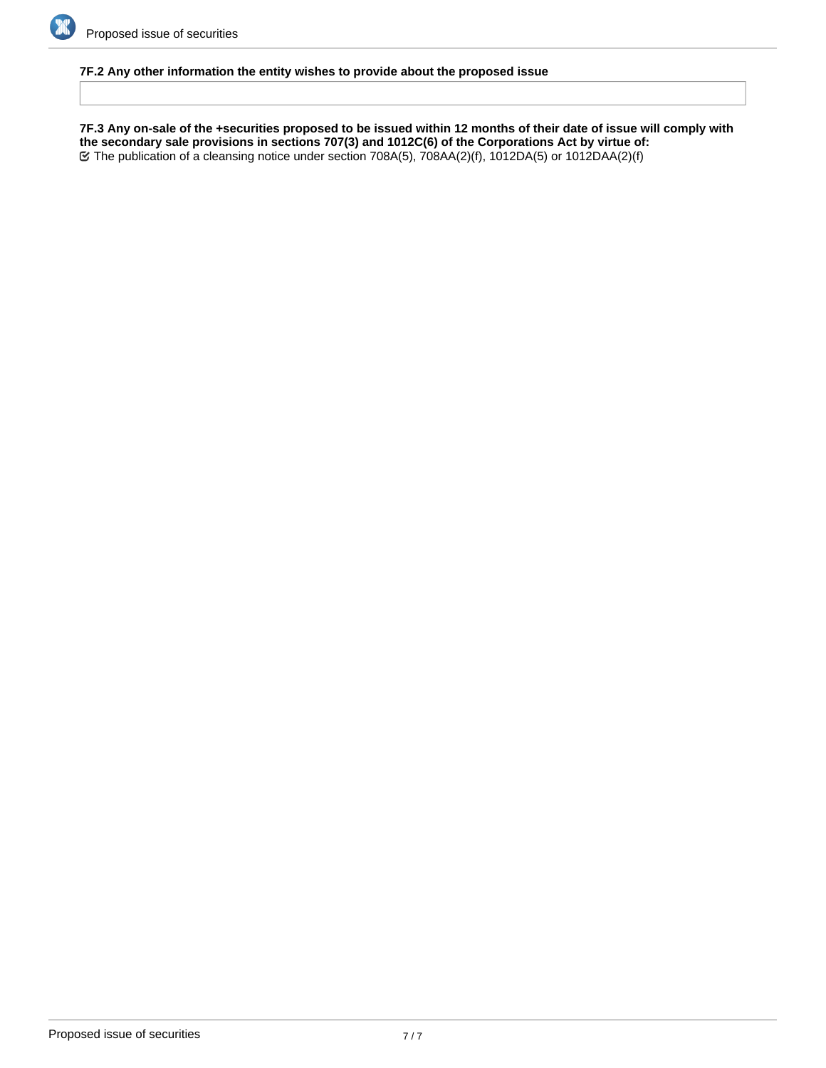**7F.2 Any other information the entity wishes to provide about the proposed issue**

**7F.3 Any on-sale of the +securities proposed to be issued within 12 months of their date of issue will comply with the secondary sale provisions in sections 707(3) and 1012C(6) of the Corporations Act by virtue of:**

☑ The publication of a cleansing notice under section 708A(5), 708AA(2)(f), 1012DA(5) or 1012DAA(2)(f)